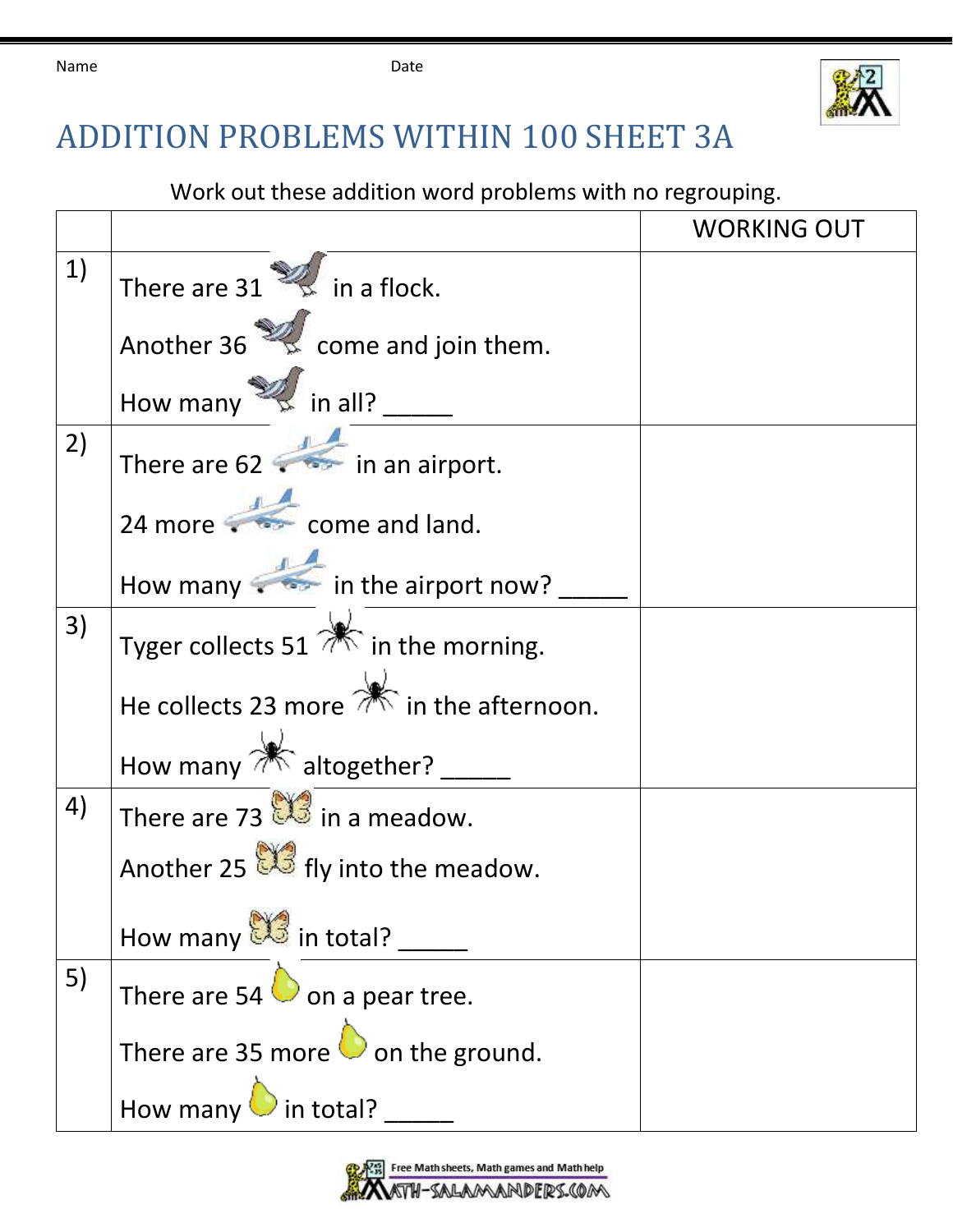Name Date

# ADDITION PROBLEMS WITHIN 100 SHEET 3A

Work out these addition word problems with no regrouping.

| | | WORKING OUT |
|---|---|---|
| 1) | There are 31 in a flock.<br><br>Another 36 come and join them.<br><br>How many in all? _____ | |
| 2) | There are 62 in an airport.<br><br>24 more come and land.<br><br>How many in the airport now? _____ | |
| 3) | Tyger collects 51 in the morning.<br><br>He collects 23 more in the afternoon.<br><br>How many altogether? _____ | |
| 4) | There are 73 in a meadow.<br><br>Another 25 fly into the meadow.<br><br>How many in total? _____ | |
| 5) | There are 54 on a pear tree.<br><br>There are 35 more on the ground.<br><br>How many in total? _____ | |

Free Math sheets, Math games and Math help
MATH-SALAMANDERS.COM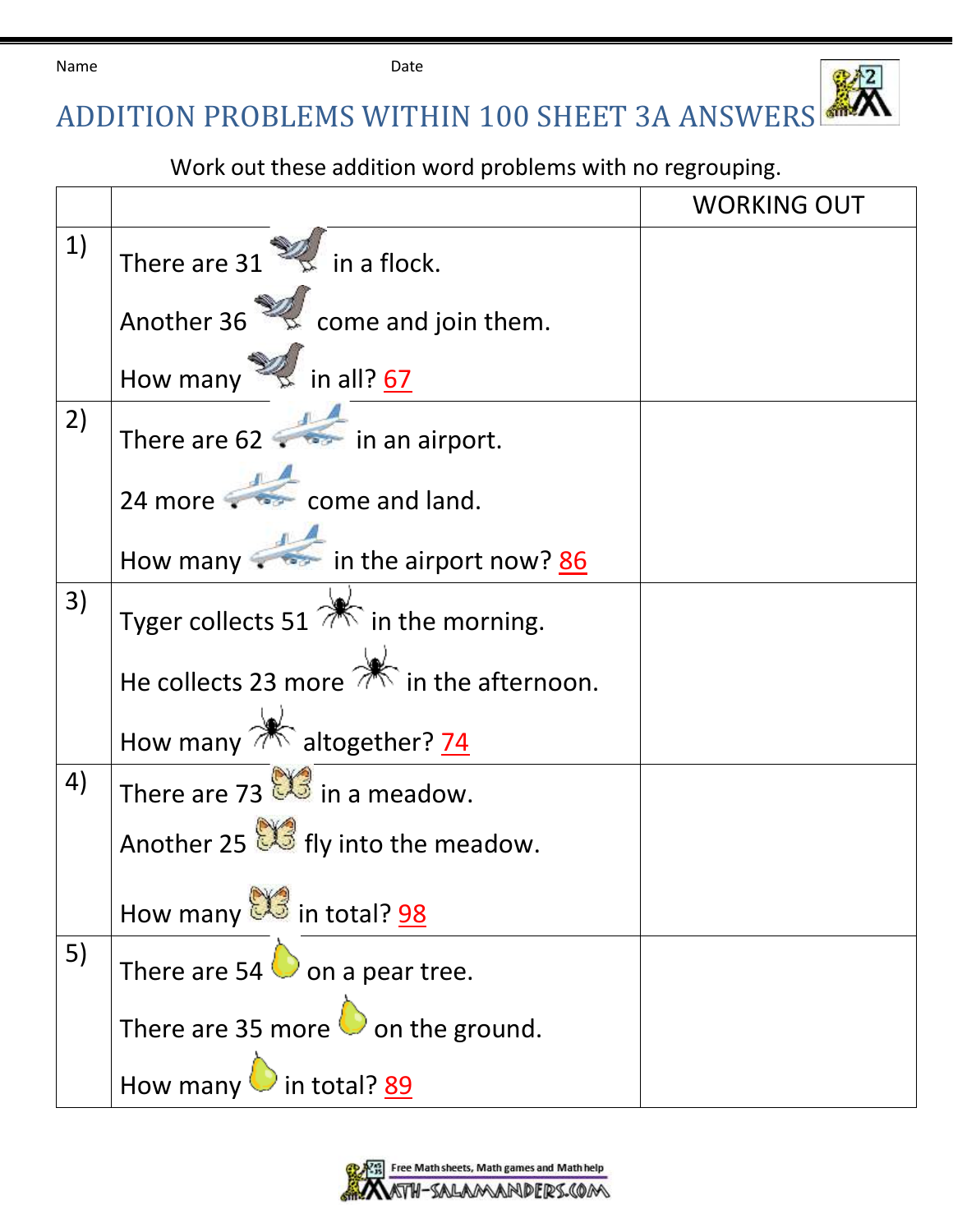Name Date

# ADDITION PROBLEMS WITHIN 100 SHEET 3A ANSWERS

Work out these addition word problems with no regrouping.

| | | WORKING OUT |
|---|---|---|
| 1) | There are 31 in a flock.<br>Another 36 come and join them.<br>How many in all? 67 | |
| 2) | There are 62 in an airport.<br>24 more come and land.<br>How many in the airport now? 86 | |
| 3) | Tyger collects 51 in the morning.<br>He collects 23 more in the afternoon.<br>How many altogether? 74 | |
| 4) | There are 73 in a meadow.<br>Another 25 fly into the meadow.<br>How many in total? 98 | |
| 5) | There are 54 on a pear tree.<br>There are 35 more on the ground.<br>How many in total? 89 | |

Free Math sheets, Math games and Math help
MATH-SALAMANDERS.COM